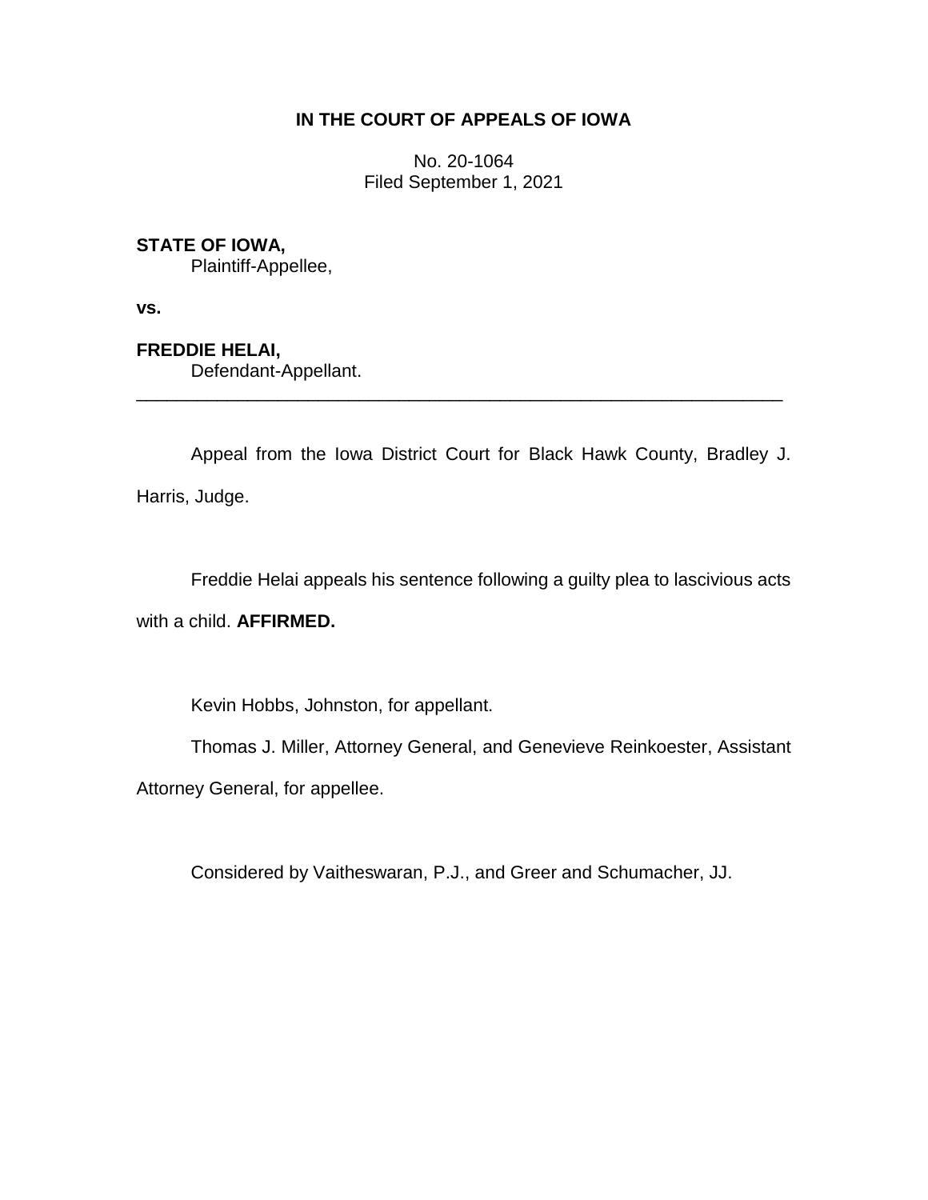**IN THE COURT OF APPEALS OF IOWA**

No. 20-1064
Filed September 1, 2021

**STATE OF IOWA,**
Plaintiff-Appellee,

**vs.**

**FREDDIE HELAI,**
Defendant-Appellant.

---

Appeal from the Iowa District Court for Black Hawk County, Bradley J. Harris, Judge.

Freddie Helai appeals his sentence following a guilty plea to lascivious acts with a child. **AFFIRMED.**

Kevin Hobbs, Johnston, for appellant.

Thomas J. Miller, Attorney General, and Genevieve Reinkoester, Assistant Attorney General, for appellee.

Considered by Vaitheswaran, P.J., and Greer and Schumacher, JJ.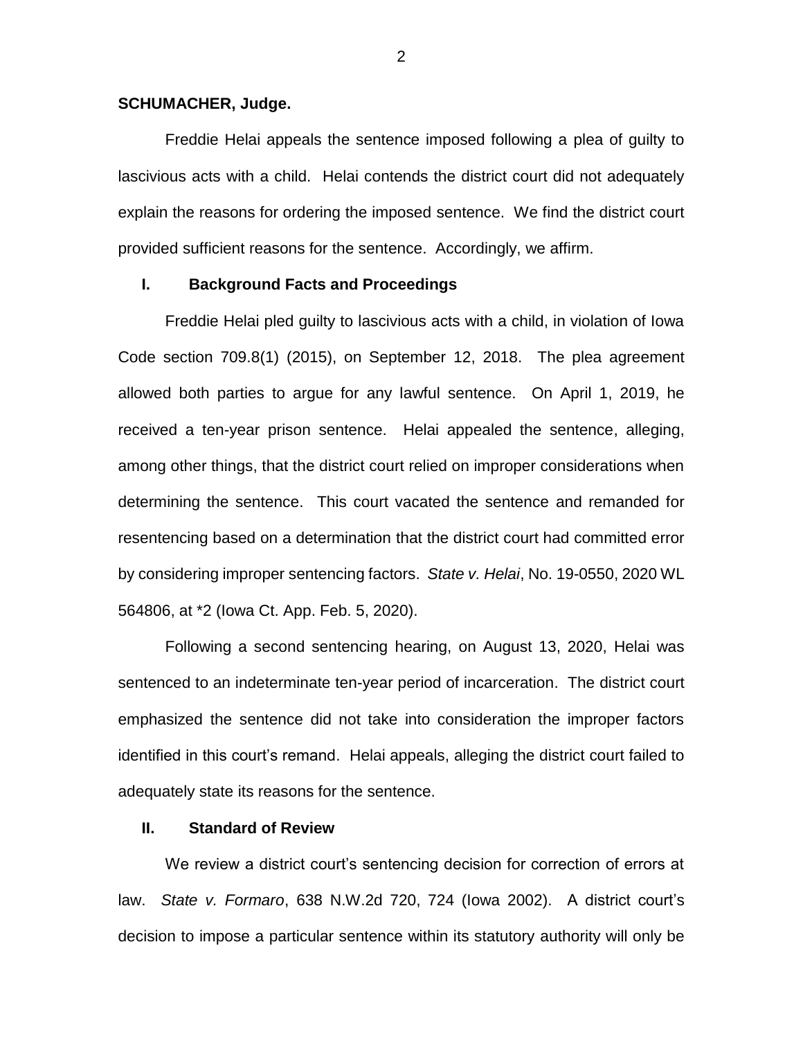**SCHUMACHER, Judge.**

Freddie Helai appeals the sentence imposed following a plea of guilty to lascivious acts with a child. Helai contends the district court did not adequately explain the reasons for ordering the imposed sentence. We find the district court provided sufficient reasons for the sentence. Accordingly, we affirm.

## I. Background Facts and Proceedings

Freddie Helai pled guilty to lascivious acts with a child, in violation of Iowa Code section 709.8(1) (2015), on September 12, 2018. The plea agreement allowed both parties to argue for any lawful sentence. On April 1, 2019, he received a ten-year prison sentence. Helai appealed the sentence, alleging, among other things, that the district court relied on improper considerations when determining the sentence. This court vacated the sentence and remanded for resentencing based on a determination that the district court had committed error by considering improper sentencing factors. *State v. Helai*, No. 19-0550, 2020 WL 564806, at *2 (Iowa Ct. App. Feb. 5, 2020).

Following a second sentencing hearing, on August 13, 2020, Helai was sentenced to an indeterminate ten-year period of incarceration. The district court emphasized the sentence did not take into consideration the improper factors identified in this court's remand. Helai appeals, alleging the district court failed to adequately state its reasons for the sentence.

## II. Standard of Review

We review a district court's sentencing decision for correction of errors at law. *State v. Formaro*, 638 N.W.2d 720, 724 (Iowa 2002). A district court's decision to impose a particular sentence within its statutory authority will only be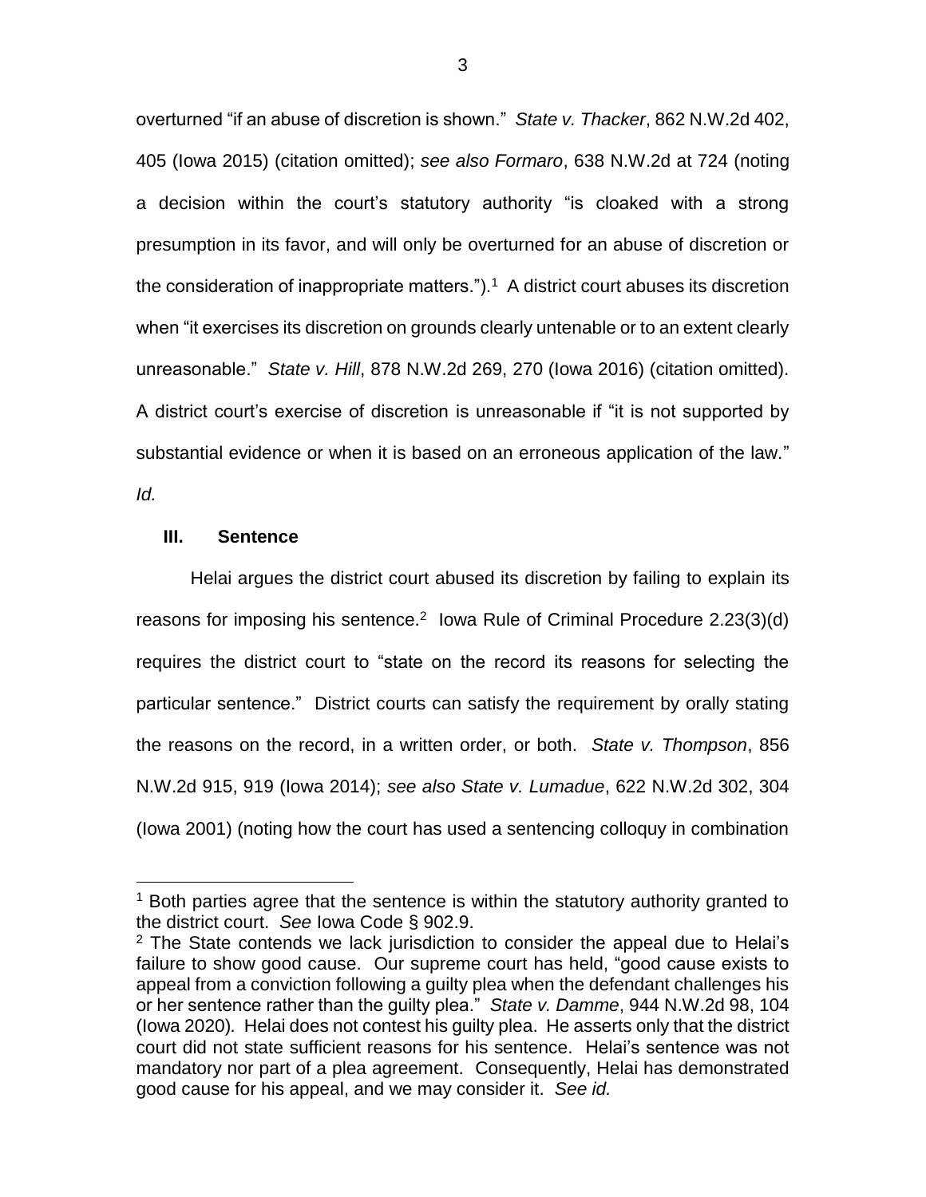overturned "if an abuse of discretion is shown." *State v. Thacker*, 862 N.W.2d 402, 405 (Iowa 2015) (citation omitted); *see also Formaro*, 638 N.W.2d at 724 (noting a decision within the court's statutory authority "is cloaked with a strong presumption in its favor, and will only be overturned for an abuse of discretion or the consideration of inappropriate matters.").[1] A district court abuses its discretion when "it exercises its discretion on grounds clearly untenable or to an extent clearly unreasonable." *State v. Hill*, 878 N.W.2d 269, 270 (Iowa 2016) (citation omitted). A district court's exercise of discretion is unreasonable if "it is not supported by substantial evidence or when it is based on an erroneous application of the law." *Id.*

## III. Sentence

Helai argues the district court abused its discretion by failing to explain its reasons for imposing his sentence.[2] Iowa Rule of Criminal Procedure 2.23(3)(d) requires the district court to "state on the record its reasons for selecting the particular sentence." District courts can satisfy the requirement by orally stating the reasons on the record, in a written order, or both. *State v. Thompson*, 856 N.W.2d 915, 919 (Iowa 2014); *see also State v. Lumadue*, 622 N.W.2d 302, 304 (Iowa 2001) (noting how the court has used a sentencing colloquy in combination

---

[1] Both parties agree that the sentence is within the statutory authority granted to the district court. *See* Iowa Code § 902.9.

[2] The State contends we lack jurisdiction to consider the appeal due to Helai's failure to show good cause. Our supreme court has held, "good cause exists to appeal from a conviction following a guilty plea when the defendant challenges his or her sentence rather than the guilty plea." *State v. Damme*, 944 N.W.2d 98, 104 (Iowa 2020). Helai does not contest his guilty plea. He asserts only that the district court did not state sufficient reasons for his sentence. Helai's sentence was not mandatory nor part of a plea agreement. Consequently, Helai has demonstrated good cause for his appeal, and we may consider it. *See id.*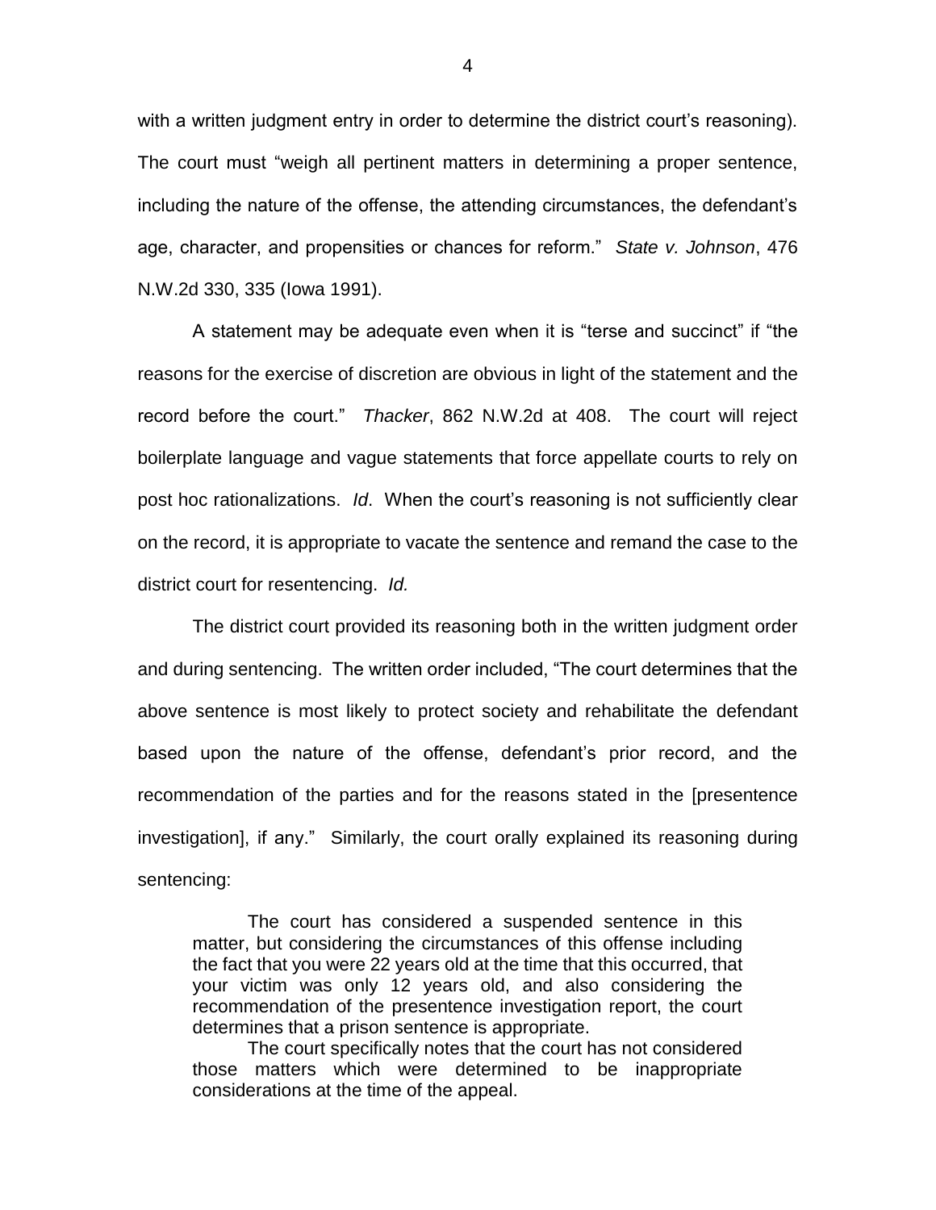with a written judgment entry in order to determine the district court's reasoning). The court must "weigh all pertinent matters in determining a proper sentence, including the nature of the offense, the attending circumstances, the defendant's age, character, and propensities or chances for reform." *State v. Johnson*, 476 N.W.2d 330, 335 (Iowa 1991).

A statement may be adequate even when it is "terse and succinct" if "the reasons for the exercise of discretion are obvious in light of the statement and the record before the court." *Thacker*, 862 N.W.2d at 408. The court will reject boilerplate language and vague statements that force appellate courts to rely on post hoc rationalizations. *Id*. When the court's reasoning is not sufficiently clear on the record, it is appropriate to vacate the sentence and remand the case to the district court for resentencing. *Id.*

The district court provided its reasoning both in the written judgment order and during sentencing. The written order included, "The court determines that the above sentence is most likely to protect society and rehabilitate the defendant based upon the nature of the offense, defendant's prior record, and the recommendation of the parties and for the reasons stated in the [presentence investigation], if any." Similarly, the court orally explained its reasoning during sentencing:

> The court has considered a suspended sentence in this matter, but considering the circumstances of this offense including the fact that you were 22 years old at the time that this occurred, that your victim was only 12 years old, and also considering the recommendation of the presentence investigation report, the court determines that a prison sentence is appropriate.
>
> The court specifically notes that the court has not considered those matters which were determined to be inappropriate considerations at the time of the appeal.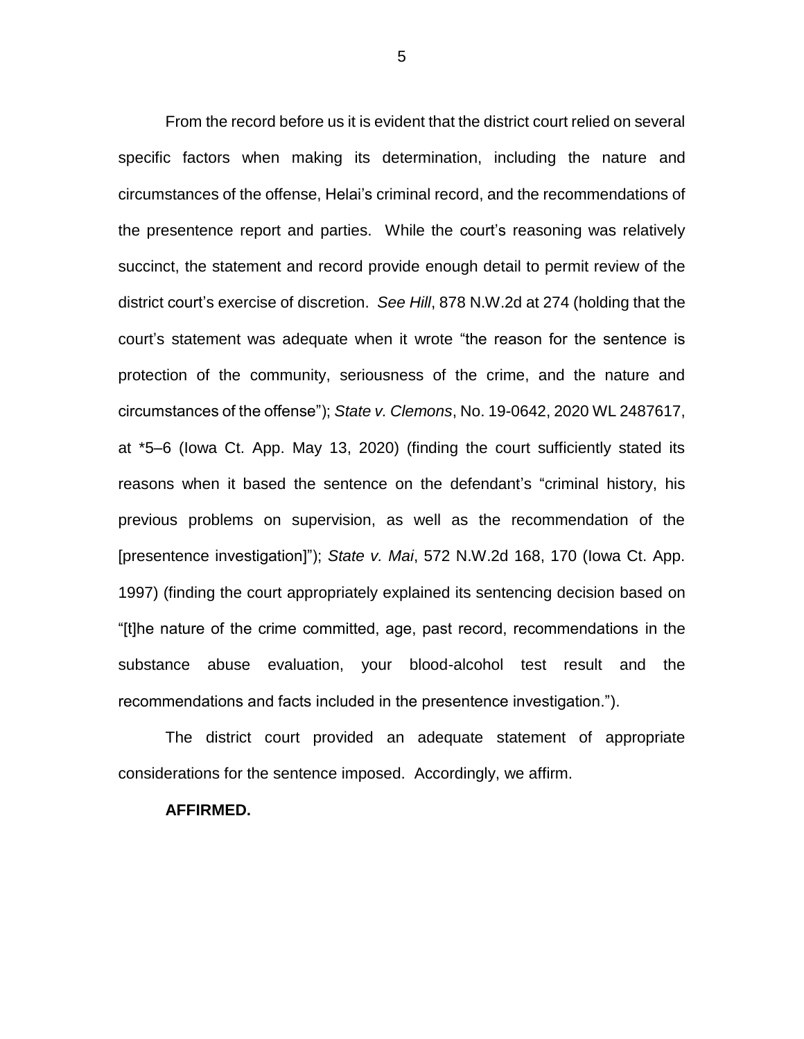From the record before us it is evident that the district court relied on several specific factors when making its determination, including the nature and circumstances of the offense, Helai's criminal record, and the recommendations of the presentence report and parties. While the court's reasoning was relatively succinct, the statement and record provide enough detail to permit review of the district court's exercise of discretion. *See Hill*, 878 N.W.2d at 274 (holding that the court's statement was adequate when it wrote "the reason for the sentence is protection of the community, seriousness of the crime, and the nature and circumstances of the offense"); *State v. Clemons*, No. 19-0642, 2020 WL 2487617, at *5–6 (Iowa Ct. App. May 13, 2020) (finding the court sufficiently stated its reasons when it based the sentence on the defendant's "criminal history, his previous problems on supervision, as well as the recommendation of the [presentence investigation]"); *State v. Mai*, 572 N.W.2d 168, 170 (Iowa Ct. App. 1997) (finding the court appropriately explained its sentencing decision based on "[t]he nature of the crime committed, age, past record, recommendations in the substance abuse evaluation, your blood-alcohol test result and the recommendations and facts included in the presentence investigation.").

The district court provided an adequate statement of appropriate considerations for the sentence imposed. Accordingly, we affirm.

**AFFIRMED.**